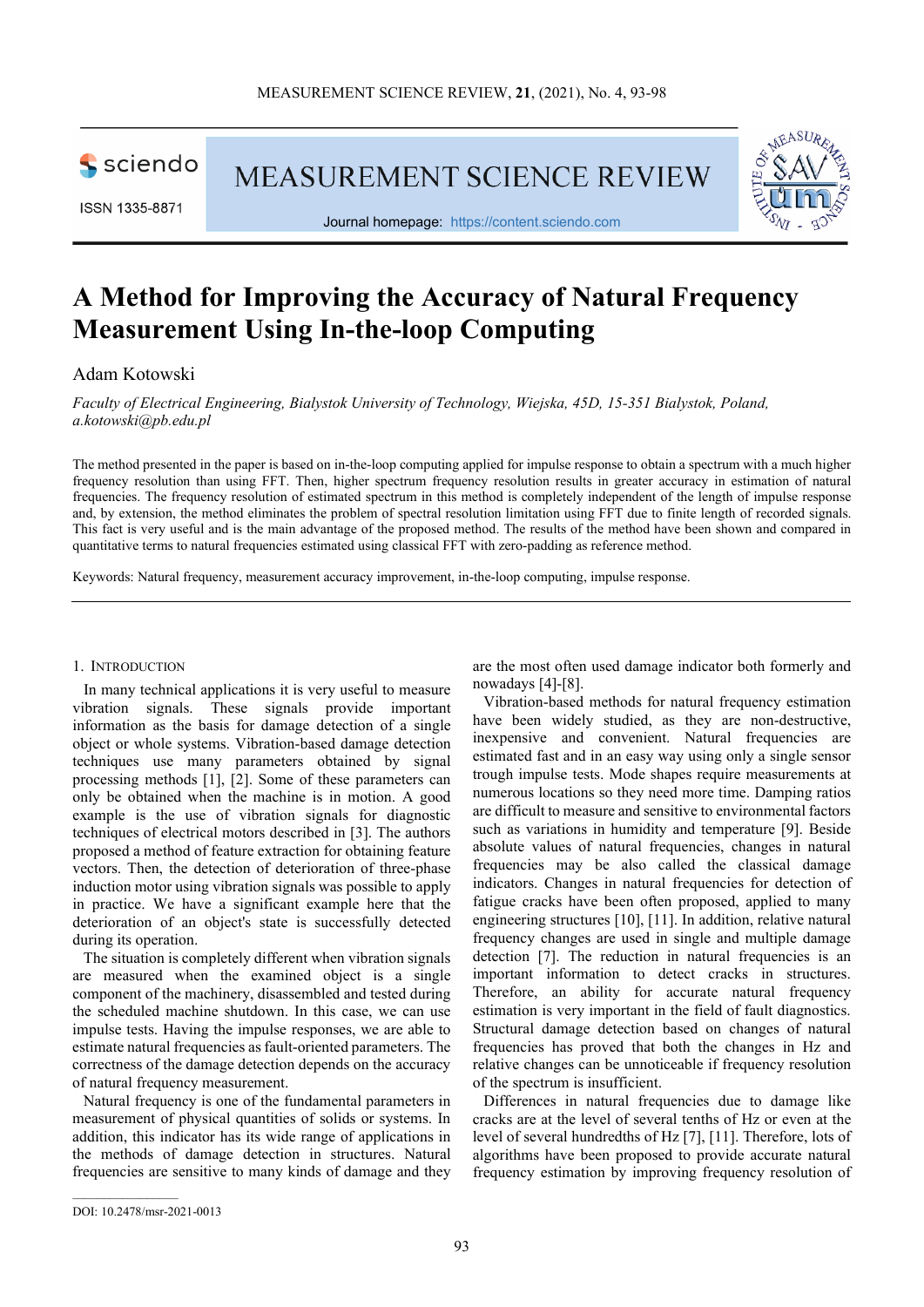# A Method for Improving the Accuracy of Natural Frequency Measurement Using In-the-loop Computing

Adam Kotowski

*Faculty of Electrical Engineering, Bialystok University of Technology, Wiejska, 45D, 15-351 Bialystok, Poland, a.kotowski@pb.edu.pl*

The method presented in the paper is based on in-the-loop computing applied for impulse response to obtain a spectrum with a much higher frequency resolution than using FFT. Then, higher spectrum frequency resolution results in greater accuracy in estimation of natural frequencies. The frequency resolution of estimated spectrum in this method is completely independent of the length of impulse response and, by extension, the method eliminates the problem of spectral resolution limitation using FFT due to finite length of recorded signals. This fact is very useful and is the main advantage of the proposed method. The results of the method have been shown and compared in quantitative terms to natural frequencies estimated using classical FFT with zero-padding as reference method.

Keywords: Natural frequency, measurement accuracy improvement, in-the-loop computing, impulse response.

## 1. Introduction

In many technical applications it is very useful to measure vibration signals. These signals provide important information as the basis for damage detection of a single object or whole systems. Vibration-based damage detection techniques use many parameters obtained by signal processing methods [1], [2]. Some of these parameters can only be obtained when the machine is in motion. A good example is the use of vibration signals for diagnostic techniques of electrical motors described in [3]. The authors proposed a method of feature extraction for obtaining feature vectors. Then, the detection of deterioration of three-phase induction motor using vibration signals was possible to apply in practice. We have a significant example here that the deterioration of an object's state is successfully detected during its operation.

The situation is completely different when vibration signals are measured when the examined object is a single component of the machinery, disassembled and tested during the scheduled machine shutdown. In this case, we can use impulse tests. Having the impulse responses, we are able to estimate natural frequencies as fault-oriented parameters. The correctness of the damage detection depends on the accuracy of natural frequency measurement.

Natural frequency is one of the fundamental parameters in measurement of physical quantities of solids or systems. In addition, this indicator has its wide range of applications in the methods of damage detection in structures. Natural frequencies are sensitive to many kinds of damage and they are the most often used damage indicator both formerly and nowadays [4]-[8].

Vibration-based methods for natural frequency estimation have been widely studied, as they are non-destructive, inexpensive and convenient. Natural frequencies are estimated fast and in an easy way using only a single sensor trough impulse tests. Mode shapes require measurements at numerous locations so they need more time. Damping ratios are difficult to measure and sensitive to environmental factors such as variations in humidity and temperature [9]. Beside absolute values of natural frequencies, changes in natural frequencies may be also called the classical damage indicators. Changes in natural frequencies for detection of fatigue cracks have been often proposed, applied to many engineering structures [10], [11]. In addition, relative natural frequency changes are used in single and multiple damage detection [7]. The reduction in natural frequencies is an important information to detect cracks in structures. Therefore, an ability for accurate natural frequency estimation is very important in the field of fault diagnostics. Structural damage detection based on changes of natural frequencies has proved that both the changes in Hz and relative changes can be unnoticeable if frequency resolution of the spectrum is insufficient.

Differences in natural frequencies due to damage like cracks are at the level of several tenths of Hz or even at the level of several hundredths of Hz [7], [11]. Therefore, lots of algorithms have been proposed to provide accurate natural frequency estimation by improving frequency resolution of

DOI: 10.2478/msr-2021-0013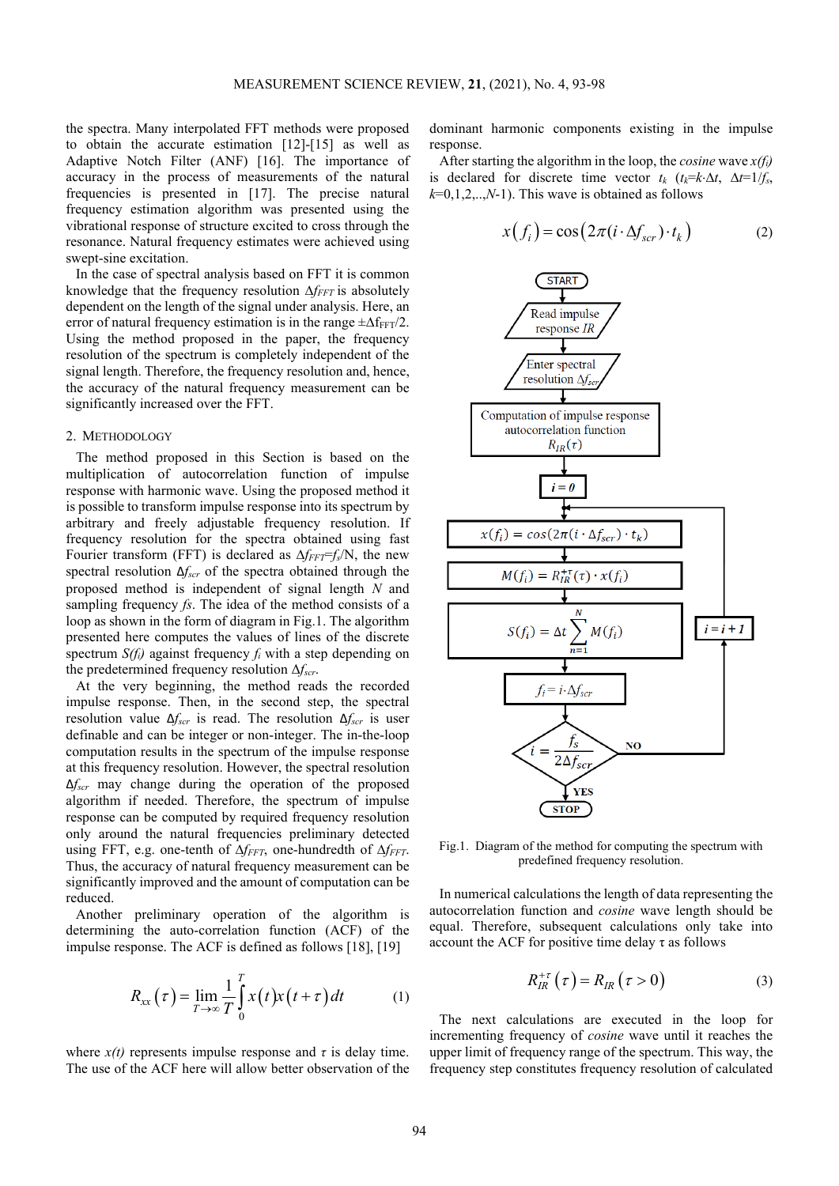the spectra. Many interpolated FFT methods were proposed to obtain the accurate estimation [12]-[15] as well as Adaptive Notch Filter (ANF) [16]. The importance of accuracy in the process of measurements of the natural frequencies is presented in [17]. The precise natural frequency estimation algorithm was presented using the vibrational response of structure excited to cross through the resonance. Natural frequency estimates were achieved using swept-sine excitation.

In the case of spectral analysis based on FFT it is common knowledge that the frequency resolution $\Delta f_{FFT}$ is absolutely dependent on the length of the signal under analysis. Here, an error of natural frequency estimation is in the range $\pm\Delta f_{FFT}/2$. Using the method proposed in the paper, the frequency resolution of the spectrum is completely independent of the signal length. Therefore, the frequency resolution and, hence, the accuracy of the natural frequency measurement can be significantly increased over the FFT.

## 2. Methodology

The method proposed in this Section is based on the multiplication of autocorrelation function of impulse response with harmonic wave. Using the proposed method it is possible to transform impulse response into its spectrum by arbitrary and freely adjustable frequency resolution. If frequency resolution for the spectra obtained using fast Fourier transform (FFT) is declared as $\Delta f_{FFT}=f_s/N$, the new spectral resolution $\Delta f_{scr}$ of the spectra obtained through the proposed method is independent of signal length $N$ and sampling frequency $fs$. The idea of the method consists of a loop as shown in the form of diagram in Fig.1. The algorithm presented here computes the values of lines of the discrete spectrum $S(f_i)$ against frequency $f_i$ with a step depending on the predetermined frequency resolution $\Delta f_{scr}$.

At the very beginning, the method reads the recorded impulse response. Then, in the second step, the spectral resolution value $\Delta f_{scr}$ is read. The resolution $\Delta f_{scr}$ is user definable and can be integer or non-integer. The in-the-loop computation results in the spectrum of the impulse response at this frequency resolution. However, the spectral resolution $\Delta f_{scr}$ may change during the operation of the proposed algorithm if needed. Therefore, the spectrum of impulse response can be computed by required frequency resolution only around the natural frequencies preliminary detected using FFT, e.g. one-tenth of $\Delta f_{FFT}$, one-hundredth of $\Delta f_{FFT}$. Thus, the accuracy of natural frequency measurement can be significantly improved and the amount of computation can be reduced.

Another preliminary operation of the algorithm is determining the auto-correlation function (ACF) of the impulse response. The ACF is defined as follows [18], [19]

$$R_{xx}(\tau)=\lim_{T\to\infty}\frac{1}{T}\int_0^T x(t)x(t+\tau)\,dt \tag{1}$$

where $x(t)$ represents impulse response and $\tau$ is delay time. The use of the ACF here will allow better observation of the dominant harmonic components existing in the impulse response.

After starting the algorithm in the loop, the *cosine* wave $x(f_i)$ is declared for discrete time vector $t_k$ ($t_k=k\cdot\Delta t$, $\Delta t=1/f_s$, $k=0,1,2,..,N-1$). This wave is obtained as follows

$$x(f_i)=\cos\left(2\pi(i\cdot\Delta f_{scr})\cdot t_k\right) \tag{2}$$

START → Read impulse response $IR$ → Enter spectral resolution $\Delta f_{scr}$ → Computation of impulse response autocorrelation function $R_{IR}(\tau)$ → $i=0$ → $x(f_i)=cos(2\pi(i\cdot\Delta f_{scr})\cdot t_k)$ → $M(f_i)=R_{IR}^{+\tau}(\tau)\cdot x(f_i)$ → $S(f_i)=\Delta t\sum_{n=1}^{N}M(f_i)$ → $f_i=i\cdot\Delta f_{scr}$ → $i=\frac{f_s}{2\Delta f_{scr}}$ ? NO: $i=i+1$ (return to loop); YES: STOP

Fig.1. Diagram of the method for computing the spectrum with predefined frequency resolution.

In numerical calculations the length of data representing the autocorrelation function and *cosine* wave length should be equal. Therefore, subsequent calculations only take into account the ACF for positive time delay $\tau$ as follows

$$R_{IR}^{+\tau}(\tau)=R_{IR}(\tau>0) \tag{3}$$

The next calculations are executed in the loop for incrementing frequency of *cosine* wave until it reaches the upper limit of frequency range of the spectrum. This way, the frequency step constitutes frequency resolution of calculated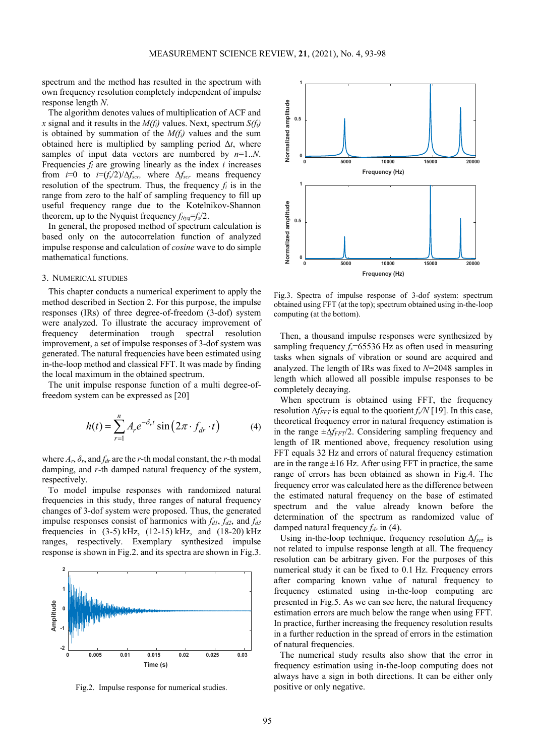spectrum and the method has resulted in the spectrum with own frequency resolution completely independent of impulse response length $N$.

The algorithm denotes values of multiplication of ACF and $x$ signal and it results in the $M(f_i)$ values. Next, spectrum $S(f_i)$ is obtained by summation of the $M(f_i)$ values and the sum obtained here is multiplied by sampling period $\Delta t$, where samples of input data vectors are numbered by $n$=1..$N$. Frequencies $f_i$ are growing linearly as the index $i$ increases from $i$=0 to $i$=$(f_s/2)/\Delta f_{scr}$, where $\Delta f_{scr}$ means frequency resolution of the spectrum. Thus, the frequency $f_i$ is in the range from zero to the half of sampling frequency to fill up useful frequency range due to the Kotelnikov-Shannon theorem, up to the Nyquist frequency $f_{Nyq}$=$f_s/2$.

In general, the proposed method of spectrum calculation is based only on the autocorrelation function of analyzed impulse response and calculation of *cosine* wave to do simple mathematical functions.

## 3. Numerical studies

This chapter conducts a numerical experiment to apply the method described in Section 2. For this purpose, the impulse responses (IRs) of three degree-of-freedom (3-dof) system were analyzed. To illustrate the accuracy improvement of frequency determination trough spectral resolution improvement, a set of impulse responses of 3-dof system was generated. The natural frequencies have been estimated using in-the-loop method and classical FFT. It was made by finding the local maximum in the obtained spectrum.

The unit impulse response function of a multi degree-of-freedom system can be expressed as [20]

$$h(t) = \sum_{r=1}^{n} A_r e^{-\delta_r t} \sin\left(2\pi \cdot f_{dr} \cdot t\right) \tag{4}$$

where $A_r$, $\delta_r$, and $f_{dr}$ are the $r$-th modal constant, the $r$-th modal damping, and $r$-th damped natural frequency of the system, respectively.

To model impulse responses with randomized natural frequencies in this study, three ranges of natural frequency changes of 3-dof system were proposed. Thus, the generated impulse responses consist of harmonics with $f_{d1}$, $f_{d2}$, and $f_{d3}$ frequencies in (3-5) kHz, (12-15) kHz, and (18-20) kHz ranges, respectively. Exemplary synthesized impulse response is shown in Fig.2. and its spectra are shown in Fig.3.

Fig.2. Impulse response for numerical studies.

Fig.3. Spectra of impulse response of 3-dof system: spectrum obtained using FFT (at the top); spectrum obtained using in-the-loop computing (at the bottom).

Then, a thousand impulse responses were synthesized by sampling frequency $f_s$=65536 Hz as often used in measuring tasks when signals of vibration or sound are acquired and analyzed. The length of IRs was fixed to $N$=2048 samples in length which allowed all possible impulse responses to be completely decaying.

When spectrum is obtained using FFT, the frequency resolution $\Delta f_{FFT}$ is equal to the quotient $f_s/N$ [19]. In this case, theoretical frequency error in natural frequency estimation is in the range $\pm\Delta f_{FFT}/2$. Considering sampling frequency and length of IR mentioned above, frequency resolution using FFT equals 32 Hz and errors of natural frequency estimation are in the range ±16 Hz. After using FFT in practice, the same range of errors has been obtained as shown in Fig.4. The frequency error was calculated here as the difference between the estimated natural frequency on the base of estimated spectrum and the value already known before the determination of the spectrum as randomized value of damped natural frequency $f_{dr}$ in (4).

Using in-the-loop technique, frequency resolution $\Delta f_{scr}$ is not related to impulse response length at all. The frequency resolution can be arbitrary given. For the purposes of this numerical study it can be fixed to 0.1 Hz. Frequency errors after comparing known value of natural frequency to frequency estimated using in-the-loop computing are presented in Fig.5. As we can see here, the natural frequency estimation errors are much below the range when using FFT. In practice, further increasing the frequency resolution results in a further reduction in the spread of errors in the estimation of natural frequencies.

The numerical study results also show that the error in frequency estimation using in-the-loop computing does not always have a sign in both directions. It can be either only positive or only negative.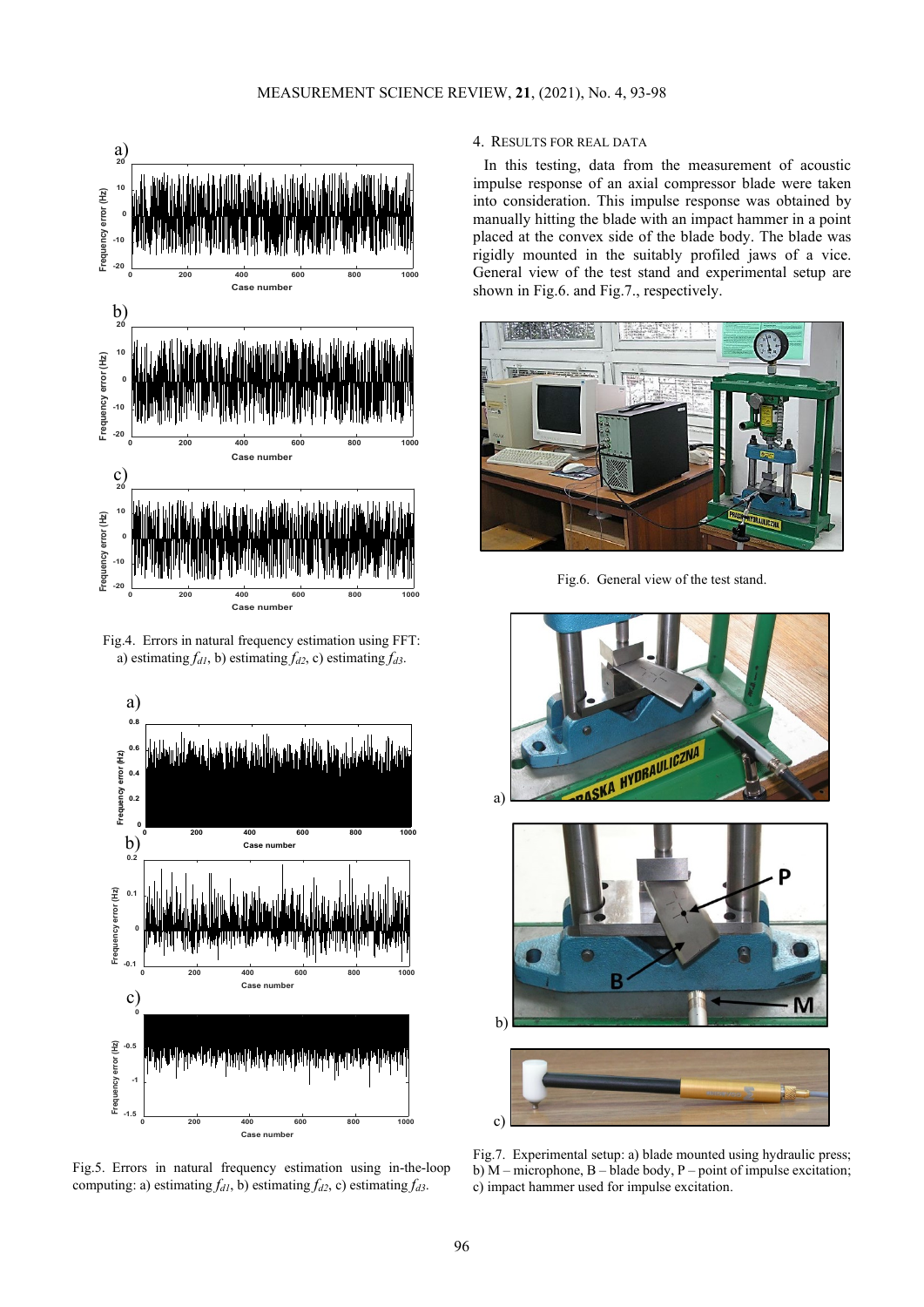Fig.4. Errors in natural frequency estimation using FFT: a) estimating $f_{d1}$, b) estimating $f_{d2}$, c) estimating $f_{d3}$.

Fig.5. Errors in natural frequency estimation using in-the-loop computing: a) estimating $f_{d1}$, b) estimating $f_{d2}$, c) estimating $f_{d3}$.

## 4. RESULTS FOR REAL DATA

In this testing, data from the measurement of acoustic impulse response of an axial compressor blade were taken into consideration. This impulse response was obtained by manually hitting the blade with an impact hammer in a point placed at the convex side of the blade body. The blade was rigidly mounted in the suitably profiled jaws of a vice. General view of the test stand and experimental setup are shown in Fig.6. and Fig.7., respectively.

Fig.6. General view of the test stand.

Fig.7. Experimental setup: a) blade mounted using hydraulic press; b) M – microphone, B – blade body, P – point of impulse excitation; c) impact hammer used for impulse excitation.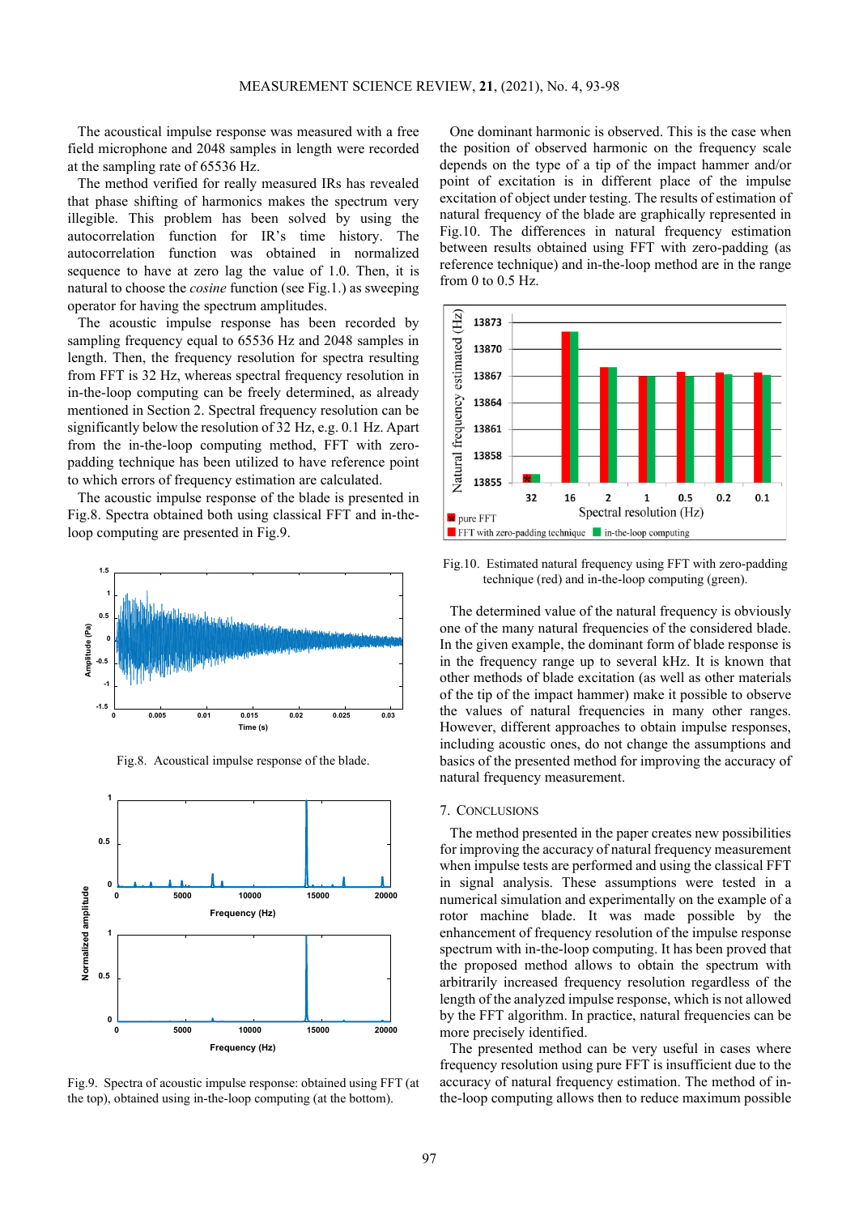The acoustical impulse response was measured with a free field microphone and 2048 samples in length were recorded at the sampling rate of 65536 Hz.

The method verified for really measured IRs has revealed that phase shifting of harmonics makes the spectrum very illegible. This problem has been solved by using the autocorrelation function for IR's time history. The autocorrelation function was obtained in normalized sequence to have at zero lag the value of 1.0. Then, it is natural to choose the *cosine* function (see Fig.1.) as sweeping operator for having the spectrum amplitudes.

The acoustic impulse response has been recorded by sampling frequency equal to 65536 Hz and 2048 samples in length. Then, the frequency resolution for spectra resulting from FFT is 32 Hz, whereas spectral frequency resolution in in-the-loop computing can be freely determined, as already mentioned in Section 2. Spectral frequency resolution can be significantly below the resolution of 32 Hz, e.g. 0.1 Hz. Apart from the in-the-loop computing method, FFT with zero-padding technique has been utilized to have reference point to which errors of frequency estimation are calculated.

The acoustic impulse response of the blade is presented in Fig.8. Spectra obtained both using classical FFT and in-the-loop computing are presented in Fig.9.

Fig.8. Acoustical impulse response of the blade.

Fig.9. Spectra of acoustic impulse response: obtained using FFT (at the top), obtained using in-the-loop computing (at the bottom).

One dominant harmonic is observed. This is the case when the position of observed harmonic on the frequency scale depends on the type of a tip of the impact hammer and/or point of excitation is in different place of the impulse excitation of object under testing. The results of estimation of natural frequency of the blade are graphically represented in Fig.10. The differences in natural frequency estimation between results obtained using FFT with zero-padding (as reference technique) and in-the-loop method are in the range from 0 to 0.5 Hz.

Fig.10. Estimated natural frequency using FFT with zero-padding technique (red) and in-the-loop computing (green).

The determined value of the natural frequency is obviously one of the many natural frequencies of the considered blade. In the given example, the dominant form of blade response is in the frequency range up to several kHz. It is known that other methods of blade excitation (as well as other materials of the tip of the impact hammer) make it possible to observe the values of natural frequencies in many other ranges. However, different approaches to obtain impulse responses, including acoustic ones, do not change the assumptions and basics of the presented method for improving the accuracy of natural frequency measurement.

## 7. Conclusions

The method presented in the paper creates new possibilities for improving the accuracy of natural frequency measurement when impulse tests are performed and using the classical FFT in signal analysis. These assumptions were tested in a numerical simulation and experimentally on the example of a rotor machine blade. It was made possible by the enhancement of frequency resolution of the impulse response spectrum with in-the-loop computing. It has been proved that the proposed method allows to obtain the spectrum with arbitrarily increased frequency resolution regardless of the length of the analyzed impulse response, which is not allowed by the FFT algorithm. In practice, natural frequencies can be more precisely identified.

The presented method can be very useful in cases where frequency resolution using pure FFT is insufficient due to the accuracy of natural frequency estimation. The method of in-the-loop computing allows then to reduce maximum possible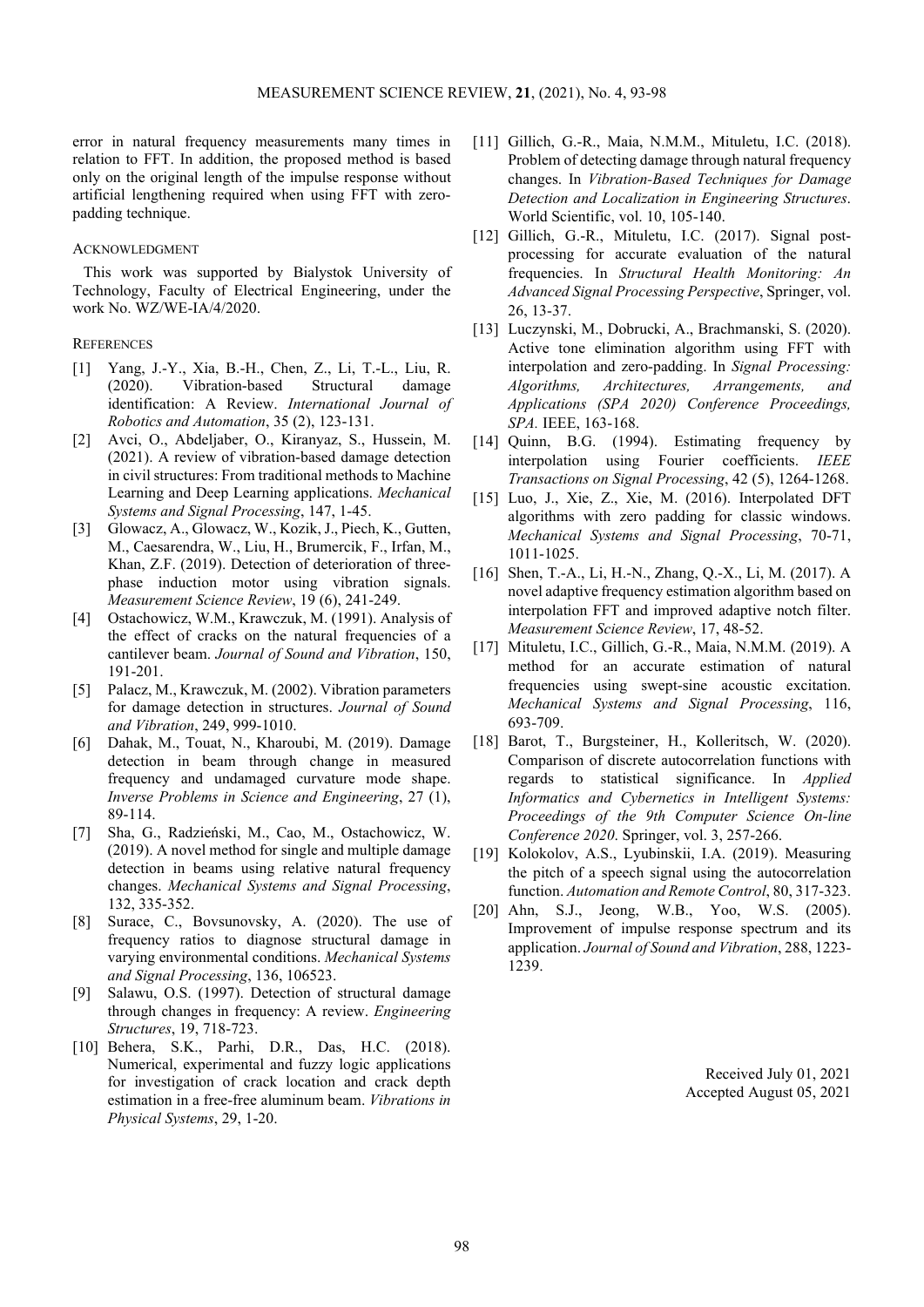error in natural frequency measurements many times in relation to FFT. In addition, the proposed method is based only on the original length of the impulse response without artificial lengthening required when using FFT with zero-padding technique.

## ACKNOWLEDGMENT

This work was supported by Bialystok University of Technology, Faculty of Electrical Engineering, under the work No. WZ/WE-IA/4/2020.

## REFERENCES

[1] Yang, J.-Y., Xia, B.-H., Chen, Z., Li, T.-L., Liu, R. (2020). Vibration-based Structural damage identification: A Review. *International Journal of Robotics and Automation*, 35 (2), 123-131.

[2] Avci, O., Abdeljaber, O., Kiranyaz, S., Hussein, M. (2021). A review of vibration-based damage detection in civil structures: From traditional methods to Machine Learning and Deep Learning applications. *Mechanical Systems and Signal Processing*, 147, 1-45.

[3] Glowacz, A., Glowacz, W., Kozik, J., Piech, K., Gutten, M., Caesarendra, W., Liu, H., Brumercik, F., Irfan, M., Khan, Z.F. (2019). Detection of deterioration of three-phase induction motor using vibration signals. *Measurement Science Review*, 19 (6), 241-249.

[4] Ostachowicz, W.M., Krawczuk, M. (1991). Analysis of the effect of cracks on the natural frequencies of a cantilever beam. *Journal of Sound and Vibration*, 150, 191-201.

[5] Palacz, M., Krawczuk, M. (2002). Vibration parameters for damage detection in structures. *Journal of Sound and Vibration*, 249, 999-1010.

[6] Dahak, M., Touat, N., Kharoubi, M. (2019). Damage detection in beam through change in measured frequency and undamaged curvature mode shape. *Inverse Problems in Science and Engineering*, 27 (1), 89-114.

[7] Sha, G., Radzieński, M., Cao, M., Ostachowicz, W. (2019). A novel method for single and multiple damage detection in beams using relative natural frequency changes. *Mechanical Systems and Signal Processing*, 132, 335-352.

[8] Surace, C., Bovsunovsky, A. (2020). The use of frequency ratios to diagnose structural damage in varying environmental conditions. *Mechanical Systems and Signal Processing*, 136, 106523.

[9] Salawu, O.S. (1997). Detection of structural damage through changes in frequency: A review. *Engineering Structures*, 19, 718-723.

[10] Behera, S.K., Parhi, D.R., Das, H.C. (2018). Numerical, experimental and fuzzy logic applications for investigation of crack location and crack depth estimation in a free-free aluminum beam. *Vibrations in Physical Systems*, 29, 1-20.

[11] Gillich, G.-R., Maia, N.M.M., Mituletu, I.C. (2018). Problem of detecting damage through natural frequency changes. In *Vibration-Based Techniques for Damage Detection and Localization in Engineering Structures*. World Scientific, vol. 10, 105-140.

[12] Gillich, G.-R., Mituletu, I.C. (2017). Signal post-processing for accurate evaluation of the natural frequencies. In *Structural Health Monitoring: An Advanced Signal Processing Perspective*, Springer, vol. 26, 13-37.

[13] Luczynski, M., Dobrucki, A., Brachmanski, S. (2020). Active tone elimination algorithm using FFT with interpolation and zero-padding. In *Signal Processing: Algorithms, Architectures, Arrangements, and Applications (SPA 2020) Conference Proceedings, SPA*. IEEE, 163-168.

[14] Quinn, B.G. (1994). Estimating frequency by interpolation using Fourier coefficients. *IEEE Transactions on Signal Processing*, 42 (5), 1264-1268.

[15] Luo, J., Xie, Z., Xie, M. (2016). Interpolated DFT algorithms with zero padding for classic windows. *Mechanical Systems and Signal Processing*, 70-71, 1011-1025.

[16] Shen, T.-A., Li, H.-N., Zhang, Q.-X., Li, M. (2017). A novel adaptive frequency estimation algorithm based on interpolation FFT and improved adaptive notch filter. *Measurement Science Review*, 17, 48-52.

[17] Mituletu, I.C., Gillich, G.-R., Maia, N.M.M. (2019). A method for an accurate estimation of natural frequencies using swept-sine acoustic excitation. *Mechanical Systems and Signal Processing*, 116, 693-709.

[18] Barot, T., Burgsteiner, H., Kolleritsch, W. (2020). Comparison of discrete autocorrelation functions with regards to statistical significance. In *Applied Informatics and Cybernetics in Intelligent Systems: Proceedings of the 9th Computer Science On-line Conference 2020*. Springer, vol. 3, 257-266.

[19] Kolokolov, A.S., Lyubinskii, I.A. (2019). Measuring the pitch of a speech signal using the autocorrelation function. *Automation and Remote Control*, 80, 317-323.

[20] Ahn, S.J., Jeong, W.B., Yoo, W.S. (2005). Improvement of impulse response spectrum and its application. *Journal of Sound and Vibration*, 288, 1223-1239.

Received July 01, 2021
Accepted August 05, 2021